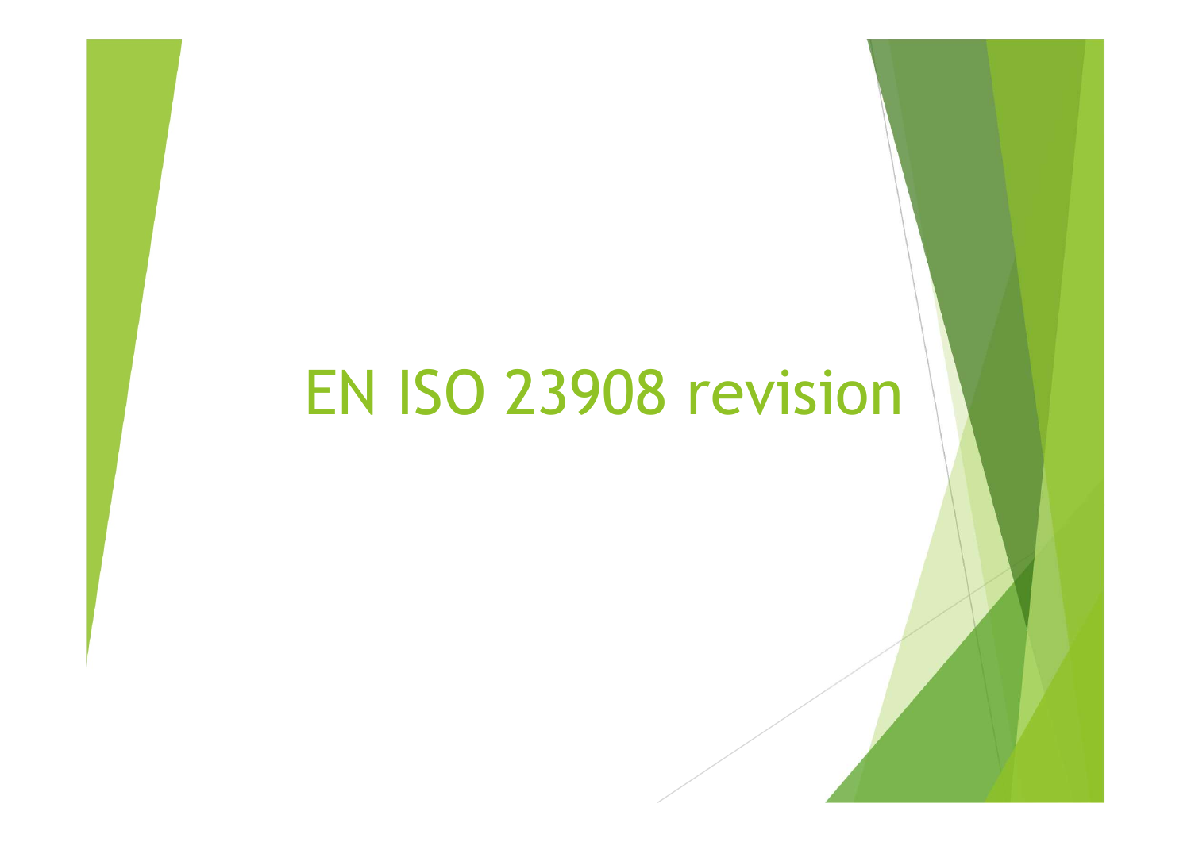# EN ISO 23908 revision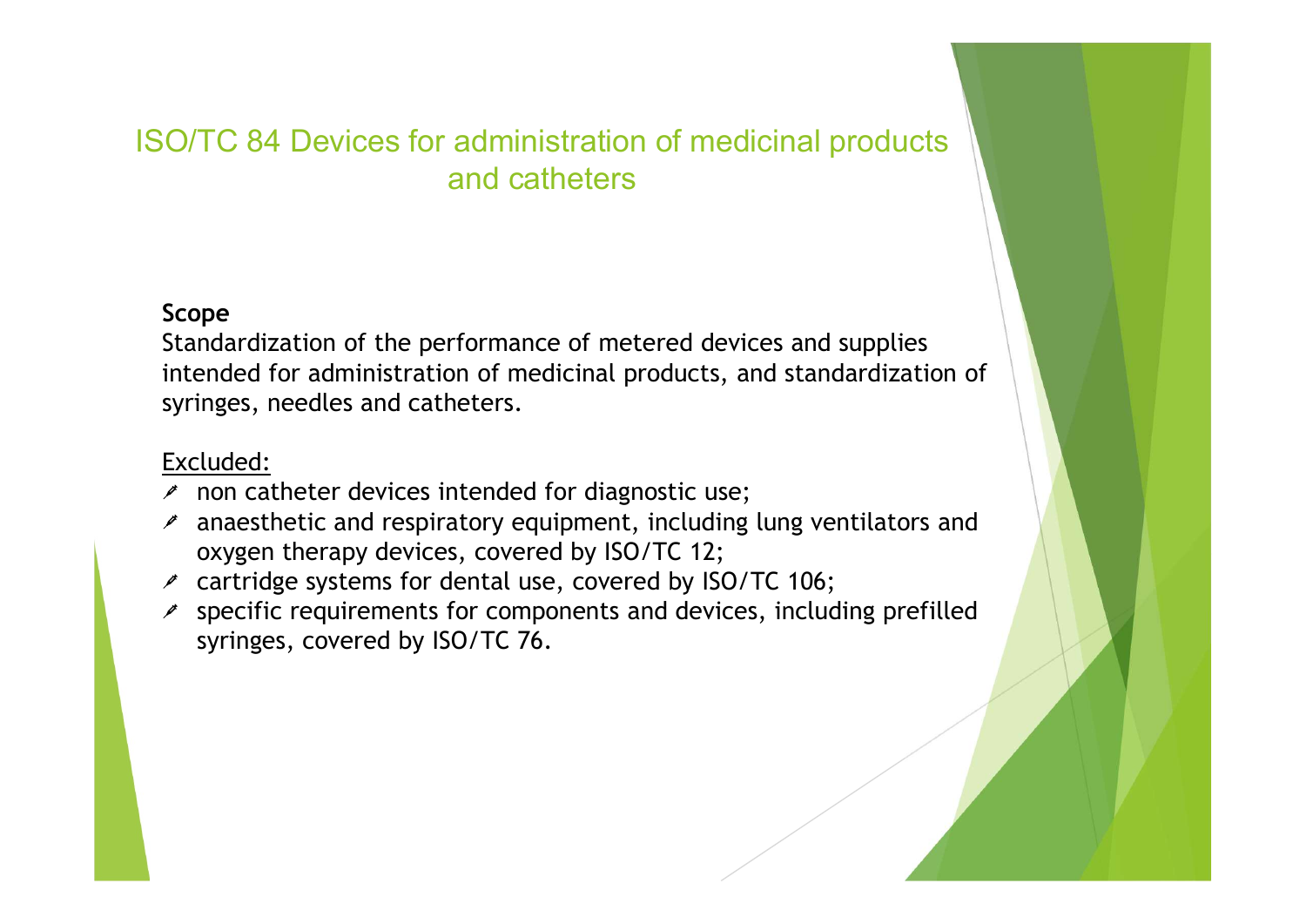# ISO/TC 84 Devices for administration of medicinal products and catheters

**Scope**

Standardization of the performance of metered devices and supplies intended for administration of medicinal products, and standardization of syringes, needles and catheters.

Excluded:

- non catheter devices intended for diagnostic use;
- anaesthetic and respiratory equipment, including lung ventilators and oxygen therapy devices, covered by ISO/TC 12;
- cartridge systems for dental use, covered by ISO/TC 106;
- specific requirements for components and devices, including prefilled syringes, covered by ISO/TC 76.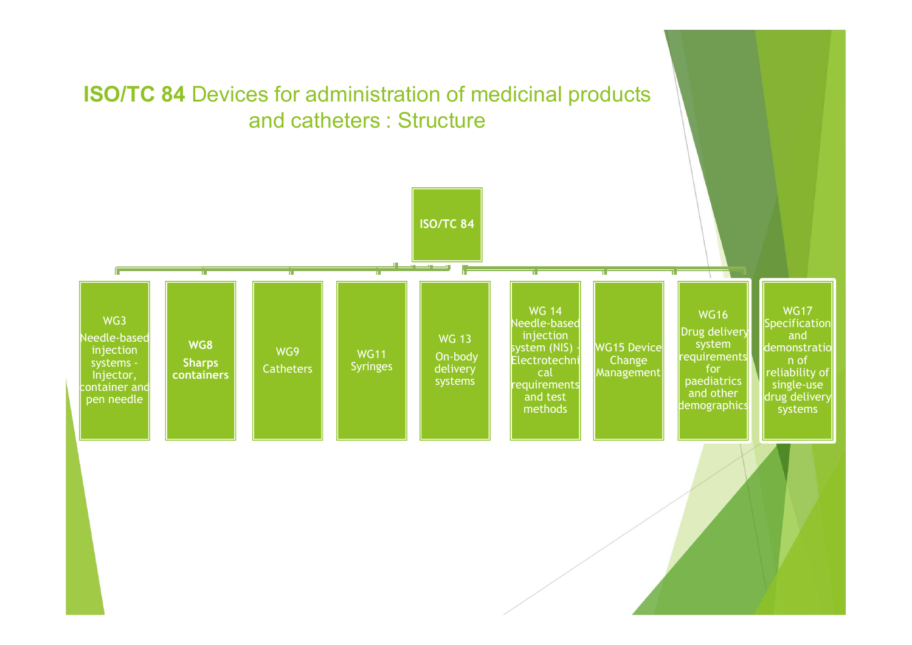# **ISO/TC 84** Devices for administration of medicinal products and catheters : Structure

**ISO/TC 84**

- WG3 Needle-based injection systems - Injector, container and pen needle
- **WG8 Sharps containers**
- WG9 Catheters
- WG11 Syringes
- WG 13 On-body delivery systems
- WG 14 Needle-based injection system (NIS) - Electrotechnical requirements and test methods
- WG15 Device Change Management
- WG16 Drug delivery system requirements for paediatrics and other demographics
- WG17 Specification and demonstration of reliability of single-use drug delivery systems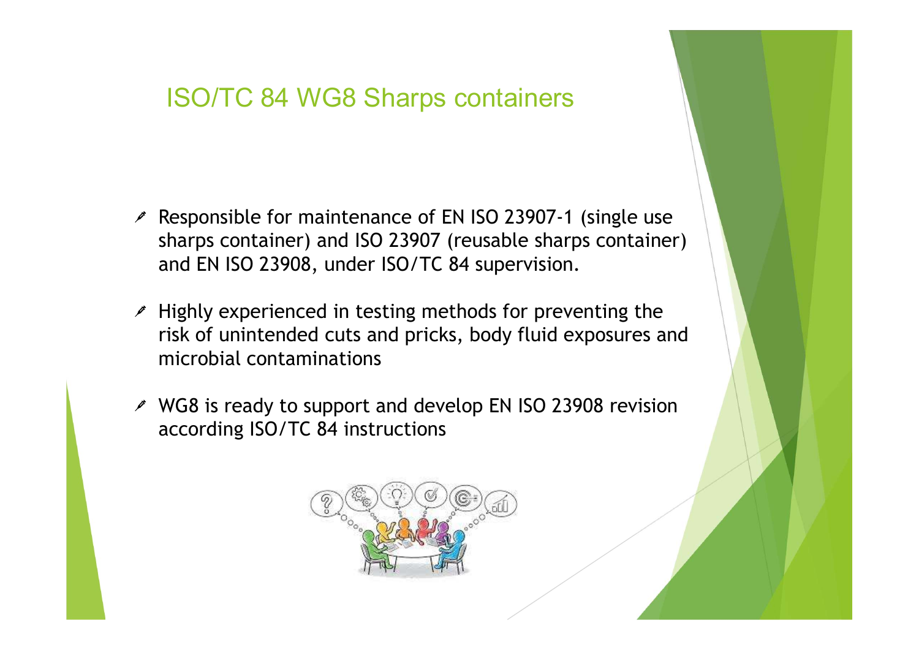## ISO/TC 84 WG8 Sharps containers

- Responsible for maintenance of EN ISO 23907-1 (single use sharps container) and ISO 23907 (reusable sharps container) and EN ISO 23908, under ISO/TC 84 supervision.
- Highly experienced in testing methods for preventing the risk of unintended cuts and pricks, body fluid exposures and microbial contaminations
- WG8 is ready to support and develop EN ISO 23908 revision according ISO/TC 84 instructions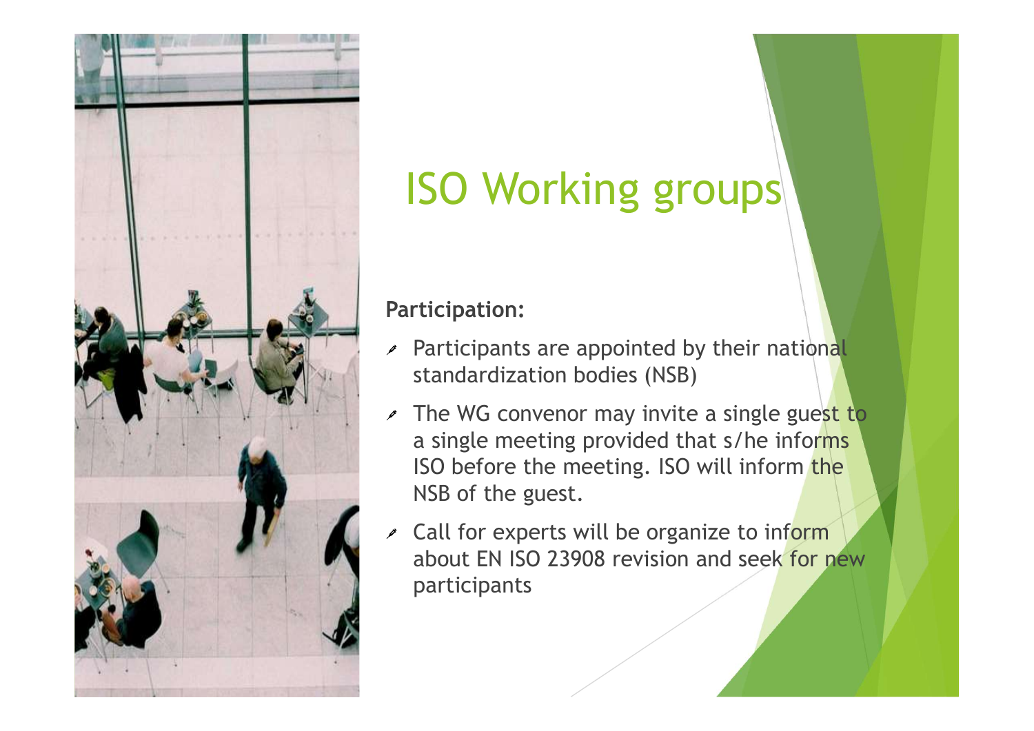# ISO Working groups

**Participation:**

- Participants are appointed by their national standardization bodies (NSB)
- The WG convenor may invite a single guest to a single meeting provided that s/he informs ISO before the meeting. ISO will inform the NSB of the guest.
- Call for experts will be organize to inform about EN ISO 23908 revision and seek for new participants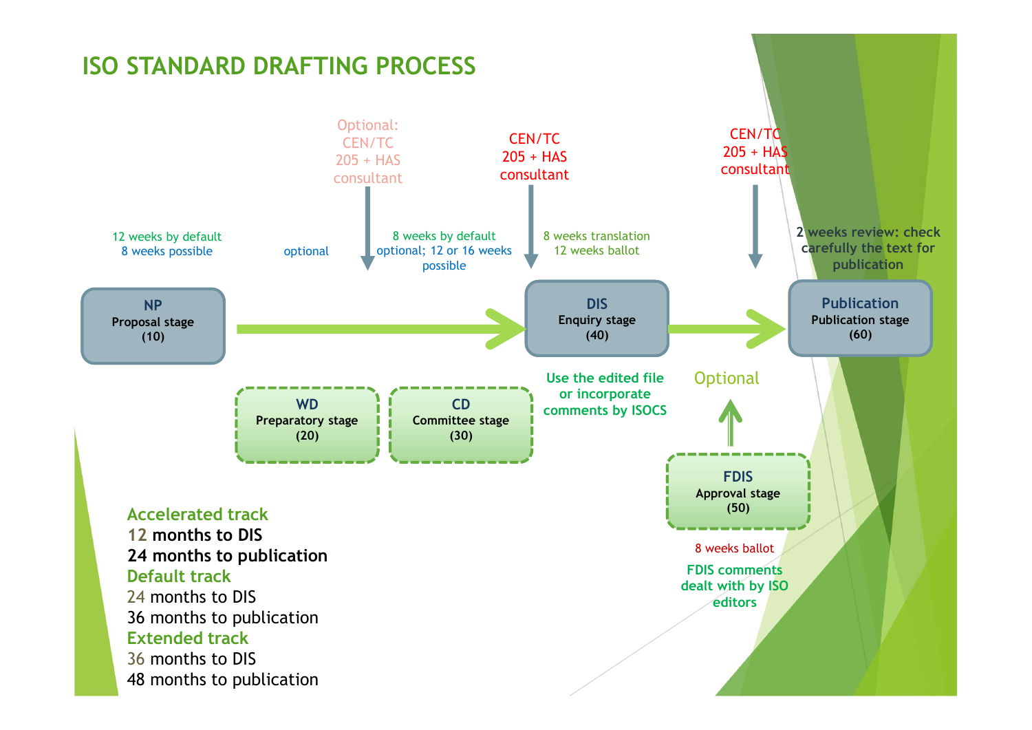# ISO STANDARD DRAFTING PROCESS

Optional: CEN/TC 205 + HAS consultant

CEN/TC 205 + HAS consultant

CEN/TC 205 + HAS consultant

12 weeks by default
8 weeks possible

optional

8 weeks by default
optional; 12 or 16 weeks possible

8 weeks translation
12 weeks ballot

2 weeks review: check carefully the text for publication

**NP**
**Proposal stage**
**(10)**

**DIS**
**Enquiry stage**
**(40)**

**Publication**
**Publication stage**
**(60)**

**WD**
**Preparatory stage**
**(20)**

**CD**
**Committee stage**
**(30)**

**Use the edited file or incorporate comments by ISOCS**

Optional

**FDIS**
**Approval stage**
**(50)**

8 weeks ballot

**FDIS comments dealt with by ISO editors**

**Accelerated track**
**12 months to DIS**
**24 months to publication**
**Default track**
24 months to DIS
36 months to publication
**Extended track**
36 months to DIS
48 months to publication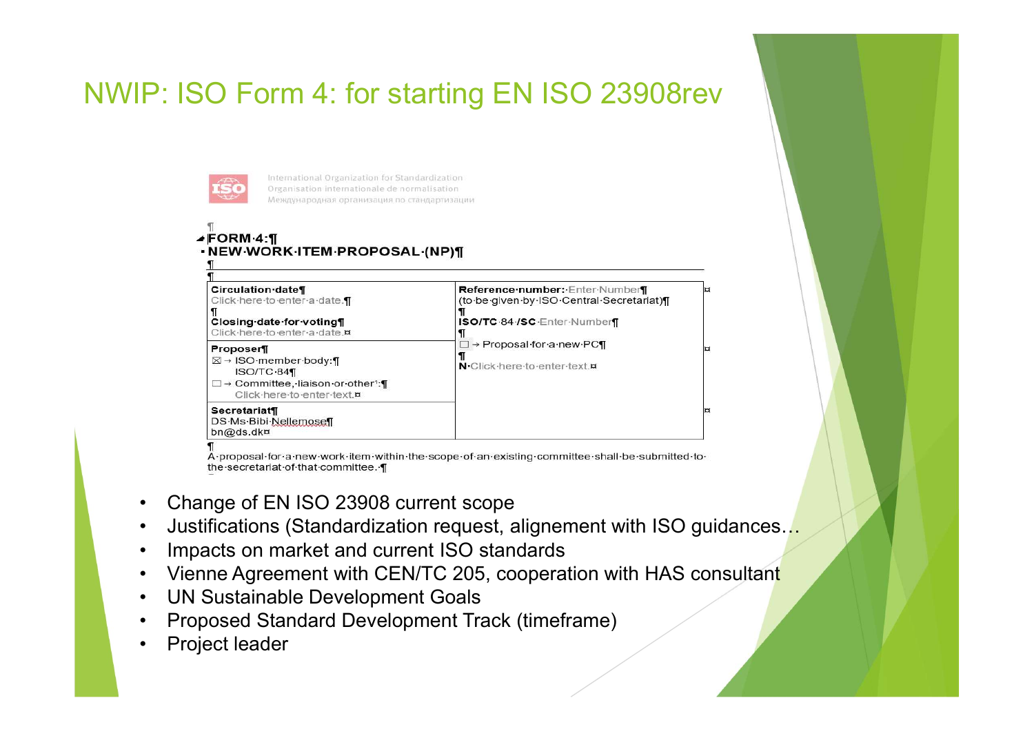# NWIP: ISO Form 4: for starting EN ISO 23908rev

International Organization for Standardization
Organisation internationale de normalisation
Международная организация по стандартизации

**FORM 4:**
**NEW WORK ITEM PROPOSAL (NP)**

| **Circulation date** Click here to enter a date. **Closing date for voting** Click here to enter a date. | **Reference number:** Enter Number (to be given by ISO Central Secretariat) **ISO/TC 84 /SC** Enter Number ☐ → Proposal for a new PC **N** Click here to enter text. |
|---|---|
| **Proposer** ☒ → ISO member body: ISO/TC 84 ☐ → Committee, liaison or other[1]: Click here to enter text. | |
| **Secretariat** DS Ms Bibi Nellemose bn@ds.dk | |

A proposal for a new work item within the scope of an existing committee shall be submitted to the secretariat of that committee.

- Change of EN ISO 23908 current scope
- Justifications (Standardization request, alignement with ISO guidances…
- Impacts on market and current ISO standards
- Vienne Agreement with CEN/TC 205, cooperation with HAS consultant
- UN Sustainable Development Goals
- Proposed Standard Development Track (timeframe)
- Project leader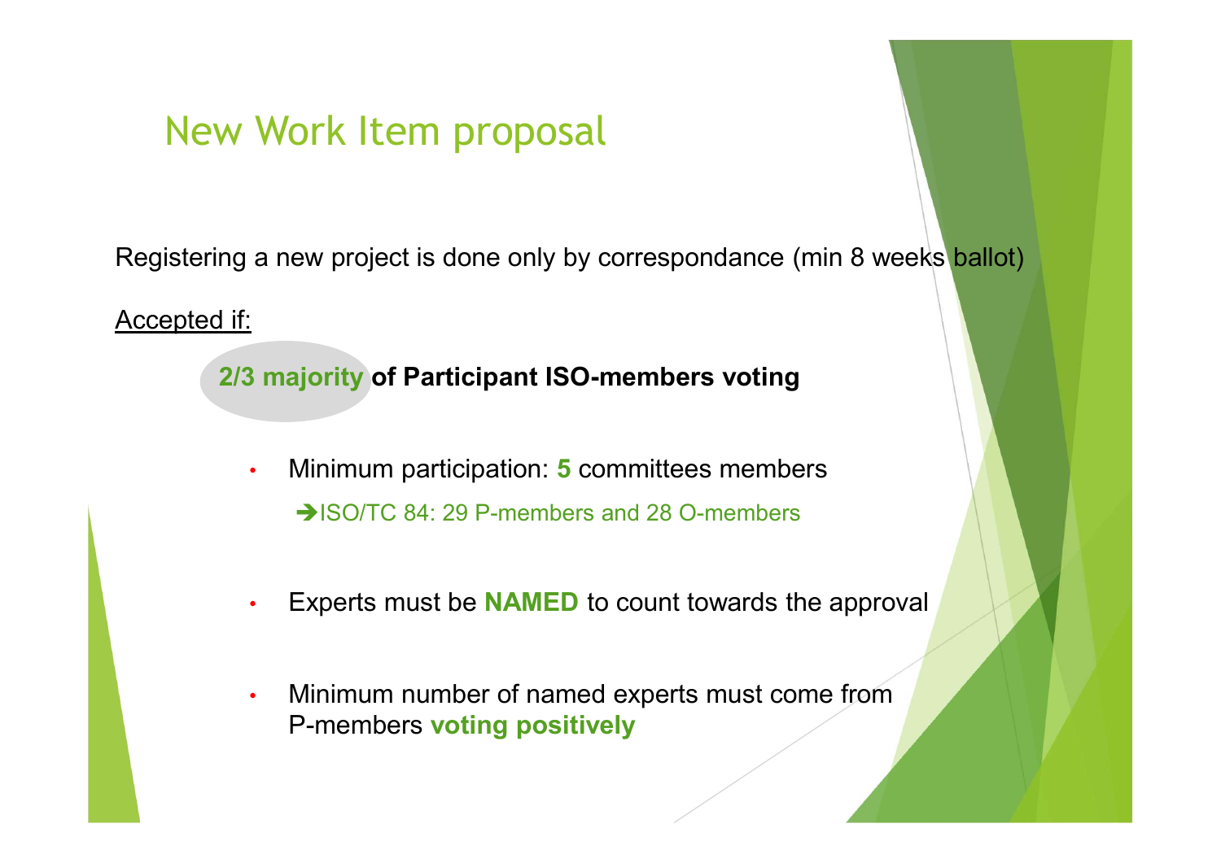# New Work Item proposal

Registering a new project is done only by correspondance (min 8 weeks ballot)

Accepted if:

**2/3 majority of Participant ISO-members voting**

- Minimum participation: **5** committees members
  ➔ISO/TC 84: 29 P-members and 28 O-members

- Experts must be **NAMED** to count towards the approval

- Minimum number of named experts must come from P-members **voting positively**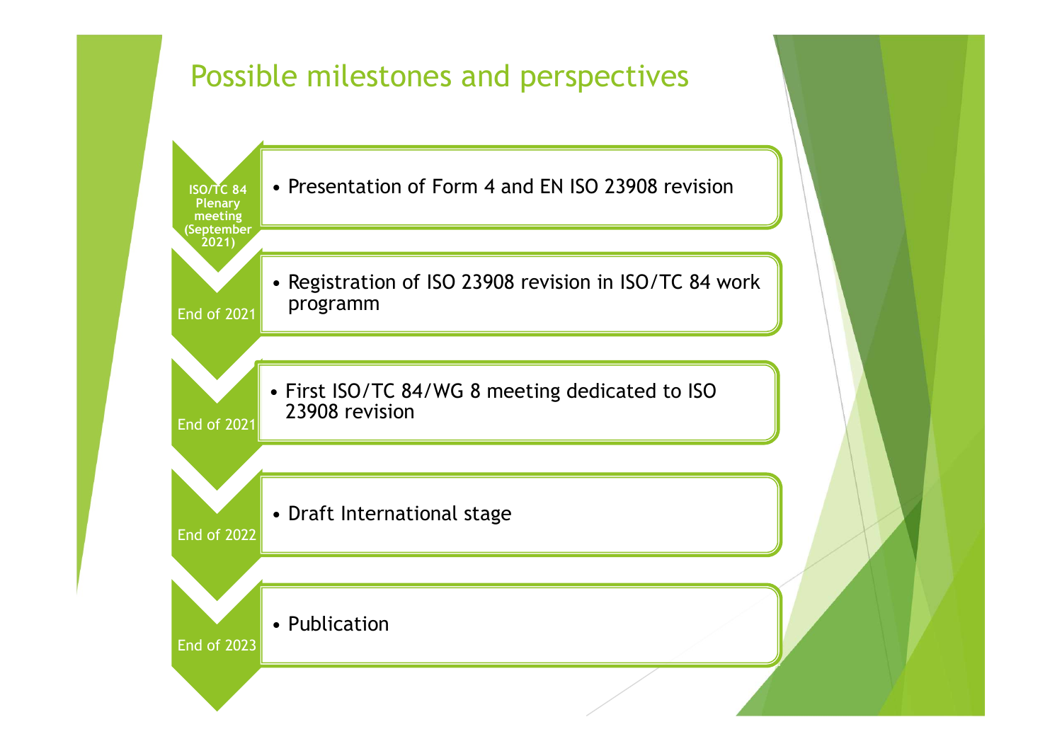# Possible milestones and perspectives

**ISO/TC 84 Plenary meeting (September 2021)**

- Presentation of Form 4 and EN ISO 23908 revision

End of 2021

- Registration of ISO 23908 revision in ISO/TC 84 work programm

End of 2021

- First ISO/TC 84/WG 8 meeting dedicated to ISO 23908 revision

End of 2022

- Draft International stage

End of 2023

- Publication